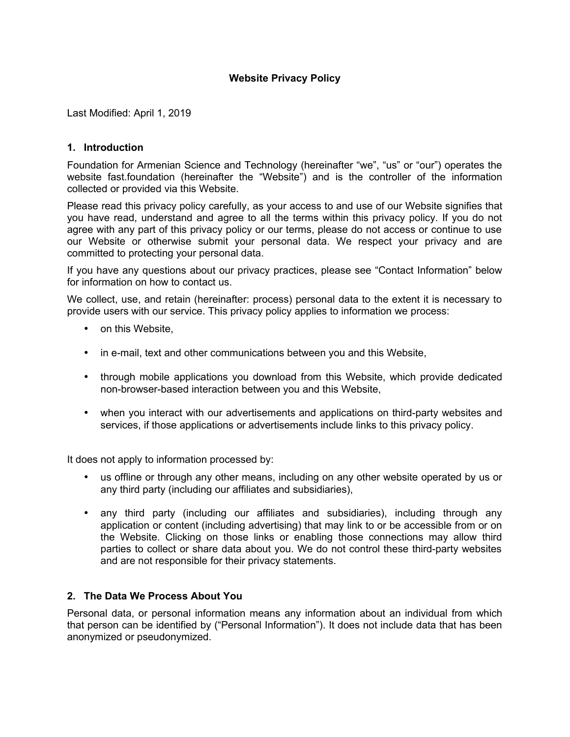# Website Privacy Policy

Last Modified: April 1, 2019

## 1. Introduction

Foundation for Armenian Science and Technology (hereinafter “we”, “us” or “our”) operates the website fast.foundation (hereinafter the “Website”) and is the controller of the information collected or provided via this Website.

Please read this privacy policy carefully, as your access to and use of our Website signifies that you have read, understand and agree to all the terms within this privacy policy. If you do not agree with any part of this privacy policy or our terms, please do not access or continue to use our Website or otherwise submit your personal data. We respect your privacy and are committed to protecting your personal data.

If you have any questions about our privacy practices, please see “Contact Information” below for information on how to contact us.

We collect, use, and retain (hereinafter: process) personal data to the extent it is necessary to provide users with our service. This privacy policy applies to information we process:

- on this Website,
- in e-mail, text and other communications between you and this Website,
- through mobile applications you download from this Website, which provide dedicated non-browser-based interaction between you and this Website,
- when you interact with our advertisements and applications on third-party websites and services, if those applications or advertisements include links to this privacy policy.

It does not apply to information processed by:

- us offline or through any other means, including on any other website operated by us or any third party (including our affiliates and subsidiaries),
- any third party (including our affiliates and subsidiaries), including through any application or content (including advertising) that may link to or be accessible from or on the Website. Clicking on those links or enabling those connections may allow third parties to collect or share data about you. We do not control these third-party websites and are not responsible for their privacy statements.

## 2. The Data We Process About You

Personal data, or personal information means any information about an individual from which that person can be identified by (“Personal Information”). It does not include data that has been anonymized or pseudonymized.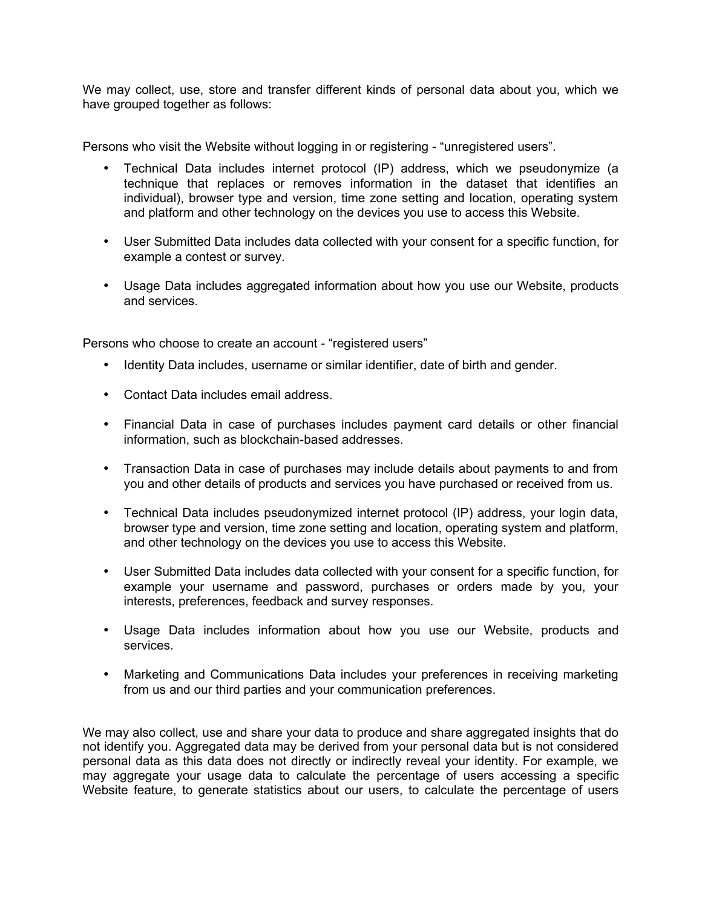We may collect, use, store and transfer different kinds of personal data about you, which we have grouped together as follows:

Persons who visit the Website without logging in or registering - "unregistered users".

- Technical Data includes internet protocol (IP) address, which we pseudonymize (a technique that replaces or removes information in the dataset that identifies an individual), browser type and version, time zone setting and location, operating system and platform and other technology on the devices you use to access this Website.
- User Submitted Data includes data collected with your consent for a specific function, for example a contest or survey.
- Usage Data includes aggregated information about how you use our Website, products and services.

Persons who choose to create an account - "registered users"

- Identity Data includes, username or similar identifier, date of birth and gender.
- Contact Data includes email address.
- Financial Data in case of purchases includes payment card details or other financial information, such as blockchain-based addresses.
- Transaction Data in case of purchases may include details about payments to and from you and other details of products and services you have purchased or received from us.
- Technical Data includes pseudonymized internet protocol (IP) address, your login data, browser type and version, time zone setting and location, operating system and platform, and other technology on the devices you use to access this Website.
- User Submitted Data includes data collected with your consent for a specific function, for example your username and password, purchases or orders made by you, your interests, preferences, feedback and survey responses.
- Usage Data includes information about how you use our Website, products and services.
- Marketing and Communications Data includes your preferences in receiving marketing from us and our third parties and your communication preferences.

We may also collect, use and share your data to produce and share aggregated insights that do not identify you. Aggregated data may be derived from your personal data but is not considered personal data as this data does not directly or indirectly reveal your identity. For example, we may aggregate your usage data to calculate the percentage of users accessing a specific Website feature, to generate statistics about our users, to calculate the percentage of users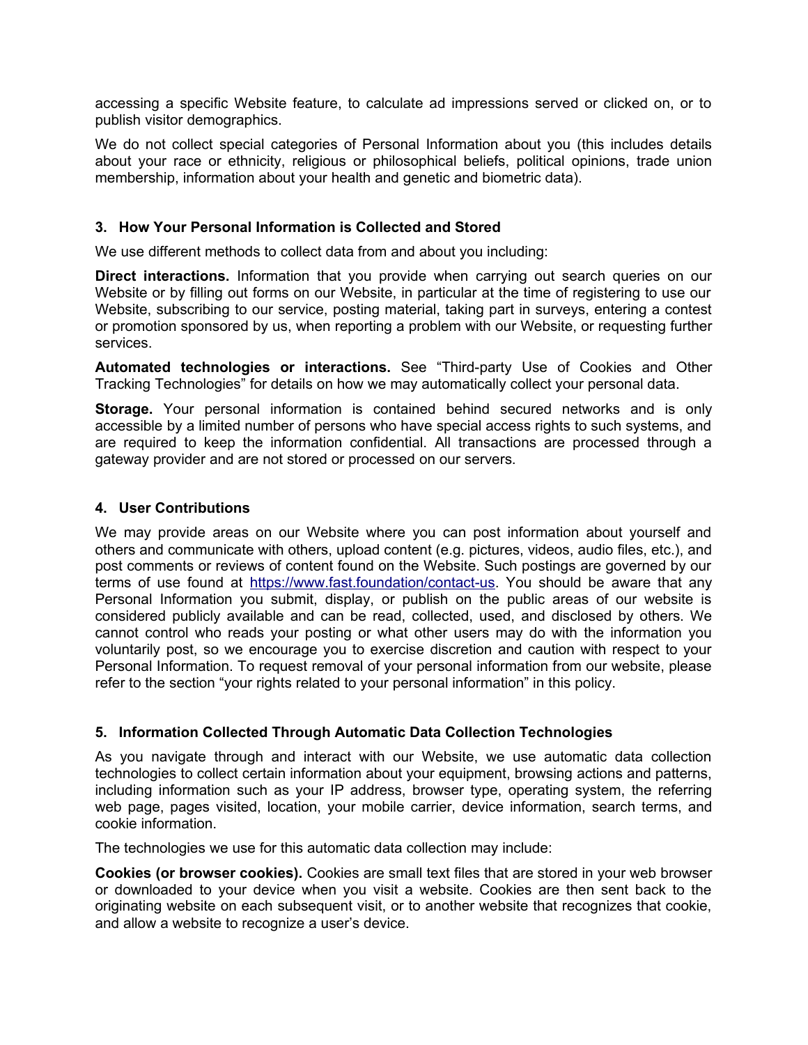accessing a specific Website feature, to calculate ad impressions served or clicked on, or to publish visitor demographics.

We do not collect special categories of Personal Information about you (this includes details about your race or ethnicity, religious or philosophical beliefs, political opinions, trade union membership, information about your health and genetic and biometric data).

### 3. How Your Personal Information is Collected and Stored

We use different methods to collect data from and about you including:

**Direct interactions.** Information that you provide when carrying out search queries on our Website or by filling out forms on our Website, in particular at the time of registering to use our Website, subscribing to our service, posting material, taking part in surveys, entering a contest or promotion sponsored by us, when reporting a problem with our Website, or requesting further services.

**Automated technologies or interactions.** See "Third-party Use of Cookies and Other Tracking Technologies" for details on how we may automatically collect your personal data.

**Storage.** Your personal information is contained behind secured networks and is only accessible by a limited number of persons who have special access rights to such systems, and are required to keep the information confidential. All transactions are processed through a gateway provider and are not stored or processed on our servers.

### 4. User Contributions

We may provide areas on our Website where you can post information about yourself and others and communicate with others, upload content (e.g. pictures, videos, audio files, etc.), and post comments or reviews of content found on the Website. Such postings are governed by our terms of use found at [https://www.fast.foundation/contact-us](https://www.fast.foundation/contact-us). You should be aware that any Personal Information you submit, display, or publish on the public areas of our website is considered publicly available and can be read, collected, used, and disclosed by others. We cannot control who reads your posting or what other users may do with the information you voluntarily post, so we encourage you to exercise discretion and caution with respect to your Personal Information. To request removal of your personal information from our website, please refer to the section "your rights related to your personal information" in this policy.

### 5. Information Collected Through Automatic Data Collection Technologies

As you navigate through and interact with our Website, we use automatic data collection technologies to collect certain information about your equipment, browsing actions and patterns, including information such as your IP address, browser type, operating system, the referring web page, pages visited, location, your mobile carrier, device information, search terms, and cookie information.

The technologies we use for this automatic data collection may include:

**Cookies (or browser cookies).** Cookies are small text files that are stored in your web browser or downloaded to your device when you visit a website. Cookies are then sent back to the originating website on each subsequent visit, or to another website that recognizes that cookie, and allow a website to recognize a user's device.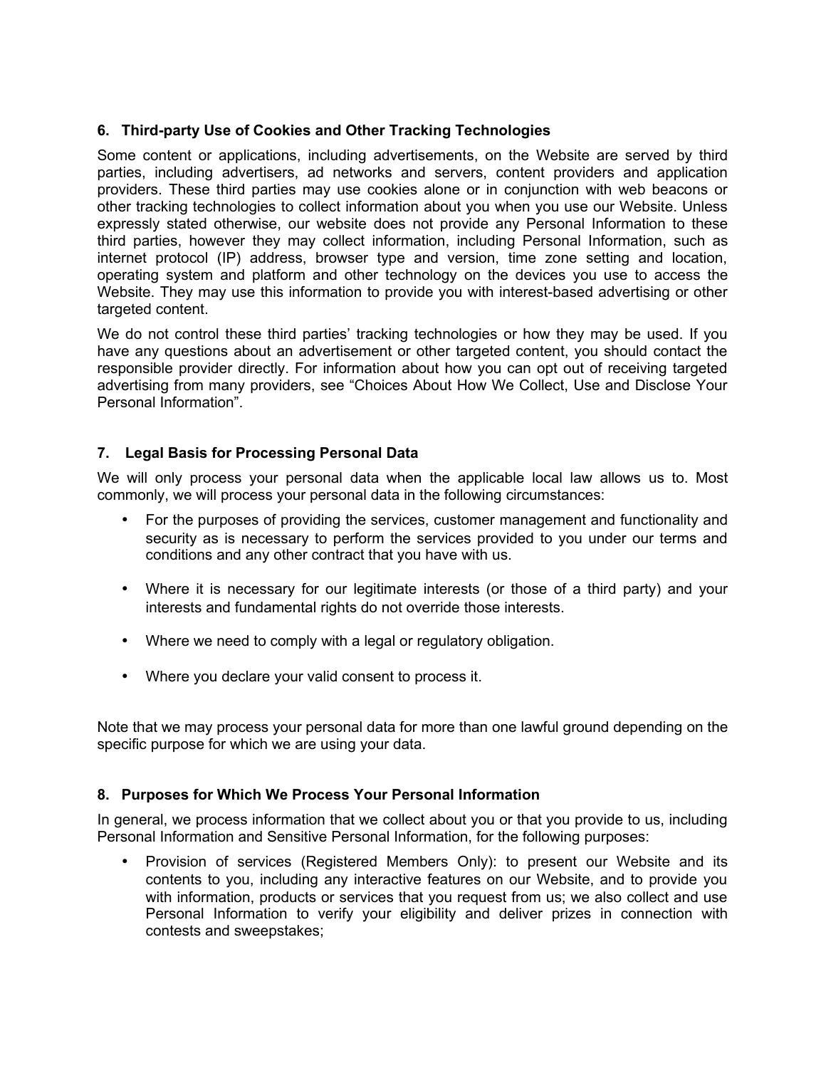## 6. Third-party Use of Cookies and Other Tracking Technologies

Some content or applications, including advertisements, on the Website are served by third parties, including advertisers, ad networks and servers, content providers and application providers. These third parties may use cookies alone or in conjunction with web beacons or other tracking technologies to collect information about you when you use our Website. Unless expressly stated otherwise, our website does not provide any Personal Information to these third parties, however they may collect information, including Personal Information, such as internet protocol (IP) address, browser type and version, time zone setting and location, operating system and platform and other technology on the devices you use to access the Website. They may use this information to provide you with interest-based advertising or other targeted content.

We do not control these third parties' tracking technologies or how they may be used. If you have any questions about an advertisement or other targeted content, you should contact the responsible provider directly. For information about how you can opt out of receiving targeted advertising from many providers, see "Choices About How We Collect, Use and Disclose Your Personal Information".

## 7. Legal Basis for Processing Personal Data

We will only process your personal data when the applicable local law allows us to. Most commonly, we will process your personal data in the following circumstances:

- For the purposes of providing the services, customer management and functionality and security as is necessary to perform the services provided to you under our terms and conditions and any other contract that you have with us.
- Where it is necessary for our legitimate interests (or those of a third party) and your interests and fundamental rights do not override those interests.
- Where we need to comply with a legal or regulatory obligation.
- Where you declare your valid consent to process it.

Note that we may process your personal data for more than one lawful ground depending on the specific purpose for which we are using your data.

## 8. Purposes for Which We Process Your Personal Information

In general, we process information that we collect about you or that you provide to us, including Personal Information and Sensitive Personal Information, for the following purposes:

- Provision of services (Registered Members Only): to present our Website and its contents to you, including any interactive features on our Website, and to provide you with information, products or services that you request from us; we also collect and use Personal Information to verify your eligibility and deliver prizes in connection with contests and sweepstakes;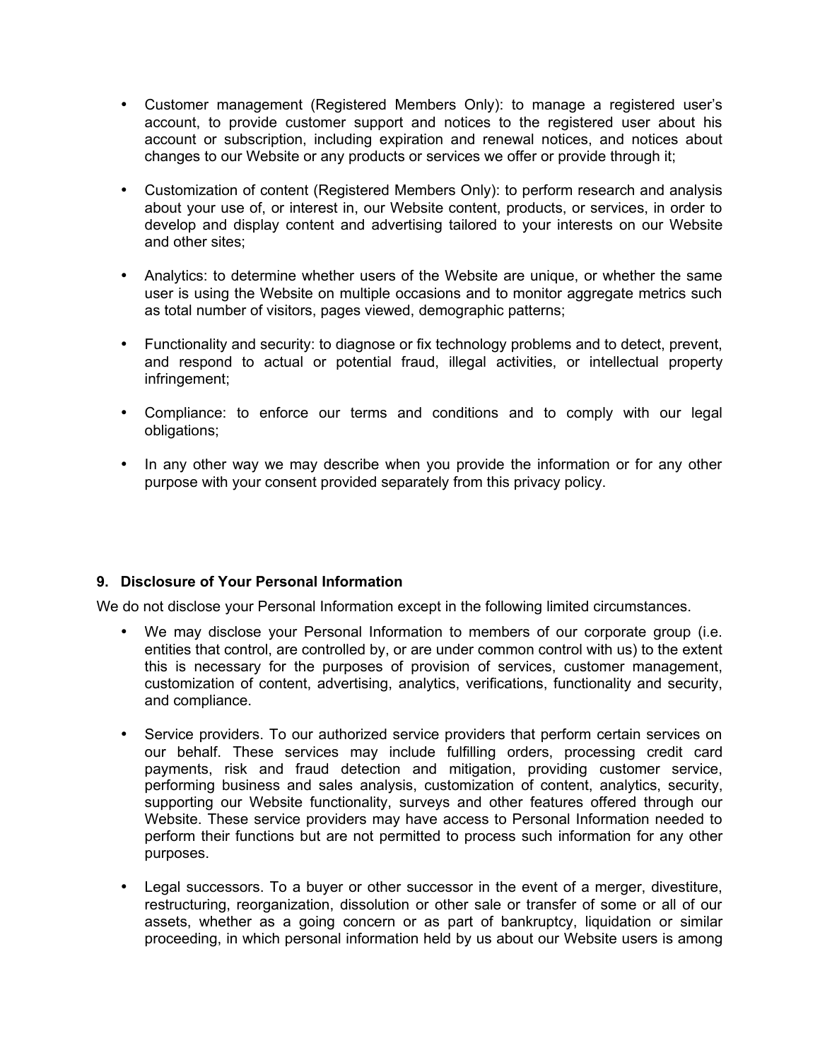- Customer management (Registered Members Only): to manage a registered user's account, to provide customer support and notices to the registered user about his account or subscription, including expiration and renewal notices, and notices about changes to our Website or any products or services we offer or provide through it;

- Customization of content (Registered Members Only): to perform research and analysis about your use of, or interest in, our Website content, products, or services, in order to develop and display content and advertising tailored to your interests on our Website and other sites;

- Analytics: to determine whether users of the Website are unique, or whether the same user is using the Website on multiple occasions and to monitor aggregate metrics such as total number of visitors, pages viewed, demographic patterns;

- Functionality and security: to diagnose or fix technology problems and to detect, prevent, and respond to actual or potential fraud, illegal activities, or intellectual property infringement;

- Compliance: to enforce our terms and conditions and to comply with our legal obligations;

- In any other way we may describe when you provide the information or for any other purpose with your consent provided separately from this privacy policy.

## 9. Disclosure of Your Personal Information

We do not disclose your Personal Information except in the following limited circumstances.

- We may disclose your Personal Information to members of our corporate group (i.e. entities that control, are controlled by, or are under common control with us) to the extent this is necessary for the purposes of provision of services, customer management, customization of content, advertising, analytics, verifications, functionality and security, and compliance.

- Service providers. To our authorized service providers that perform certain services on our behalf. These services may include fulfilling orders, processing credit card payments, risk and fraud detection and mitigation, providing customer service, performing business and sales analysis, customization of content, analytics, security, supporting our Website functionality, surveys and other features offered through our Website. These service providers may have access to Personal Information needed to perform their functions but are not permitted to process such information for any other purposes.

- Legal successors. To a buyer or other successor in the event of a merger, divestiture, restructuring, reorganization, dissolution or other sale or transfer of some or all of our assets, whether as a going concern or as part of bankruptcy, liquidation or similar proceeding, in which personal information held by us about our Website users is among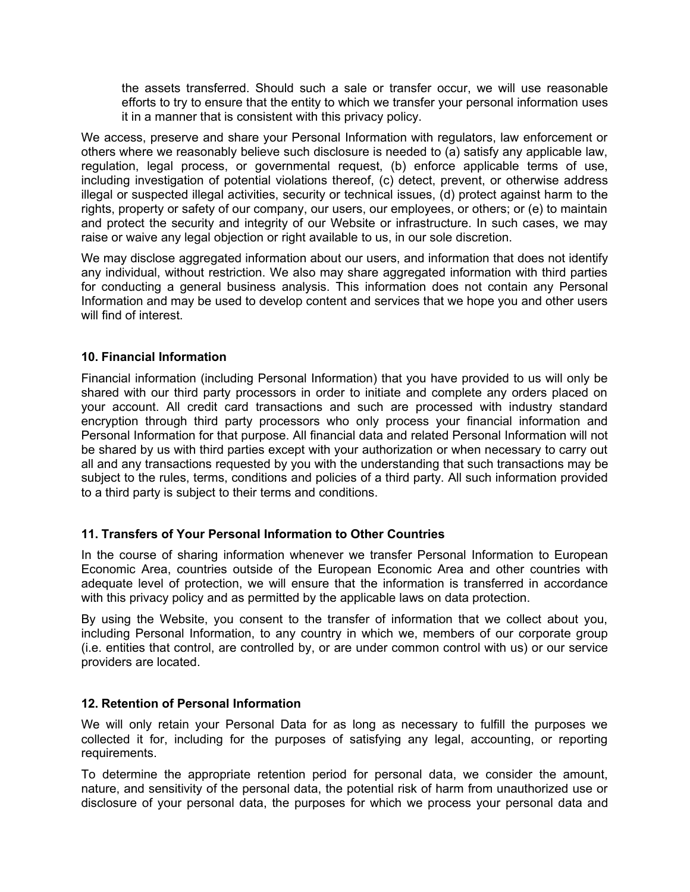the assets transferred. Should such a sale or transfer occur, we will use reasonable efforts to try to ensure that the entity to which we transfer your personal information uses it in a manner that is consistent with this privacy policy.

We access, preserve and share your Personal Information with regulators, law enforcement or others where we reasonably believe such disclosure is needed to (a) satisfy any applicable law, regulation, legal process, or governmental request, (b) enforce applicable terms of use, including investigation of potential violations thereof, (c) detect, prevent, or otherwise address illegal or suspected illegal activities, security or technical issues, (d) protect against harm to the rights, property or safety of our company, our users, our employees, or others; or (e) to maintain and protect the security and integrity of our Website or infrastructure. In such cases, we may raise or waive any legal objection or right available to us, in our sole discretion.

We may disclose aggregated information about our users, and information that does not identify any individual, without restriction. We also may share aggregated information with third parties for conducting a general business analysis. This information does not contain any Personal Information and may be used to develop content and services that we hope you and other users will find of interest.

### 10. Financial Information

Financial information (including Personal Information) that you have provided to us will only be shared with our third party processors in order to initiate and complete any orders placed on your account. All credit card transactions and such are processed with industry standard encryption through third party processors who only process your financial information and Personal Information for that purpose. All financial data and related Personal Information will not be shared by us with third parties except with your authorization or when necessary to carry out all and any transactions requested by you with the understanding that such transactions may be subject to the rules, terms, conditions and policies of a third party. All such information provided to a third party is subject to their terms and conditions.

### 11. Transfers of Your Personal Information to Other Countries

In the course of sharing information whenever we transfer Personal Information to European Economic Area, countries outside of the European Economic Area and other countries with adequate level of protection, we will ensure that the information is transferred in accordance with this privacy policy and as permitted by the applicable laws on data protection.

By using the Website, you consent to the transfer of information that we collect about you, including Personal Information, to any country in which we, members of our corporate group (i.e. entities that control, are controlled by, or are under common control with us) or our service providers are located.

### 12. Retention of Personal Information

We will only retain your Personal Data for as long as necessary to fulfill the purposes we collected it for, including for the purposes of satisfying any legal, accounting, or reporting requirements.

To determine the appropriate retention period for personal data, we consider the amount, nature, and sensitivity of the personal data, the potential risk of harm from unauthorized use or disclosure of your personal data, the purposes for which we process your personal data and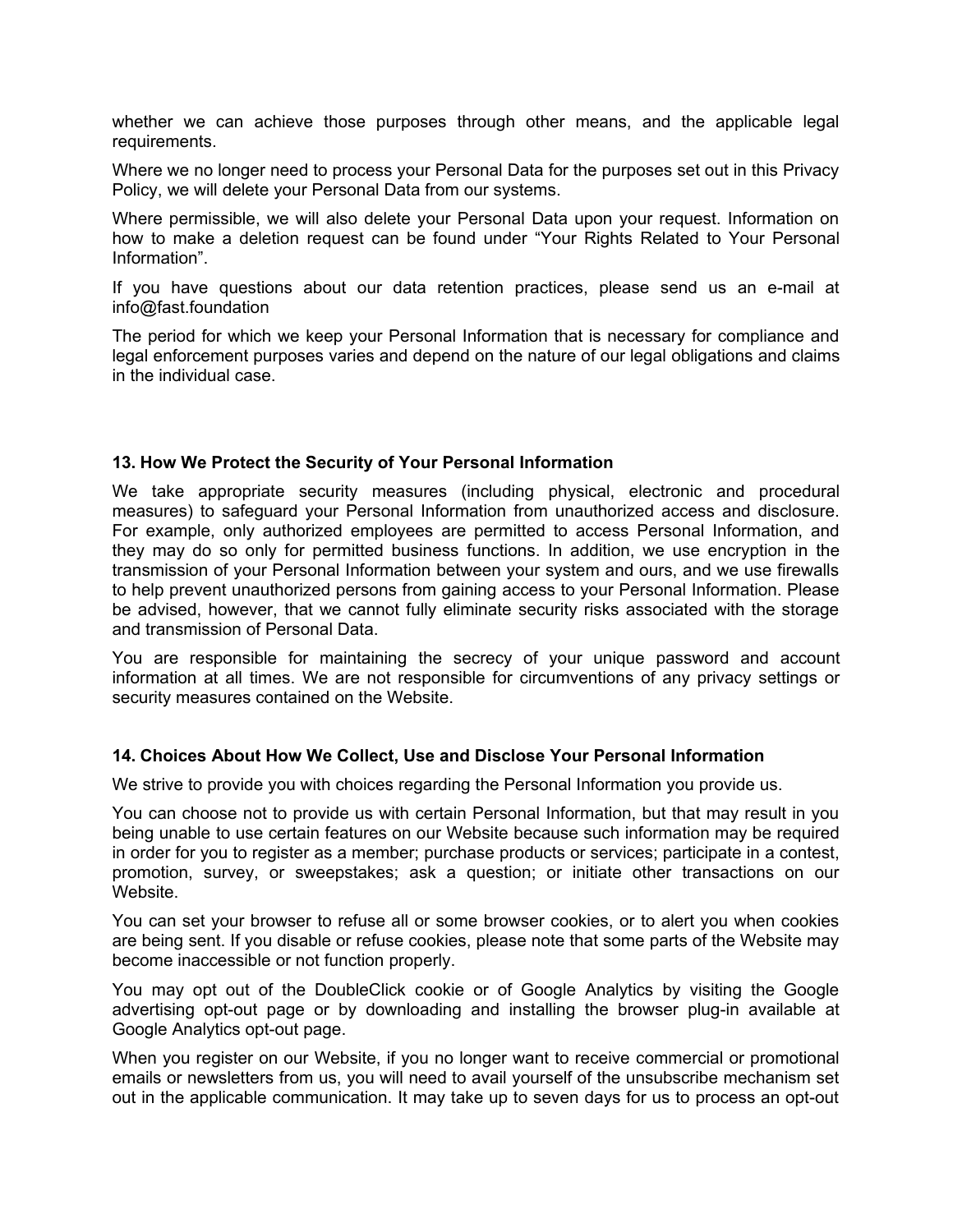whether we can achieve those purposes through other means, and the applicable legal requirements.

Where we no longer need to process your Personal Data for the purposes set out in this Privacy Policy, we will delete your Personal Data from our systems.

Where permissible, we will also delete your Personal Data upon your request. Information on how to make a deletion request can be found under “Your Rights Related to Your Personal Information”.

If you have questions about our data retention practices, please send us an e-mail at info@fast.foundation

The period for which we keep your Personal Information that is necessary for compliance and legal enforcement purposes varies and depend on the nature of our legal obligations and claims in the individual case.

**13. How We Protect the Security of Your Personal Information**

We take appropriate security measures (including physical, electronic and procedural measures) to safeguard your Personal Information from unauthorized access and disclosure. For example, only authorized employees are permitted to access Personal Information, and they may do so only for permitted business functions. In addition, we use encryption in the transmission of your Personal Information between your system and ours, and we use firewalls to help prevent unauthorized persons from gaining access to your Personal Information. Please be advised, however, that we cannot fully eliminate security risks associated with the storage and transmission of Personal Data.

You are responsible for maintaining the secrecy of your unique password and account information at all times. We are not responsible for circumventions of any privacy settings or security measures contained on the Website.

**14. Choices About How We Collect, Use and Disclose Your Personal Information**

We strive to provide you with choices regarding the Personal Information you provide us.

You can choose not to provide us with certain Personal Information, but that may result in you being unable to use certain features on our Website because such information may be required in order for you to register as a member; purchase products or services; participate in a contest, promotion, survey, or sweepstakes; ask a question; or initiate other transactions on our Website.

You can set your browser to refuse all or some browser cookies, or to alert you when cookies are being sent. If you disable or refuse cookies, please note that some parts of the Website may become inaccessible or not function properly.

You may opt out of the DoubleClick cookie or of Google Analytics by visiting the Google advertising opt-out page or by downloading and installing the browser plug-in available at Google Analytics opt-out page.

When you register on our Website, if you no longer want to receive commercial or promotional emails or newsletters from us, you will need to avail yourself of the unsubscribe mechanism set out in the applicable communication. It may take up to seven days for us to process an opt-out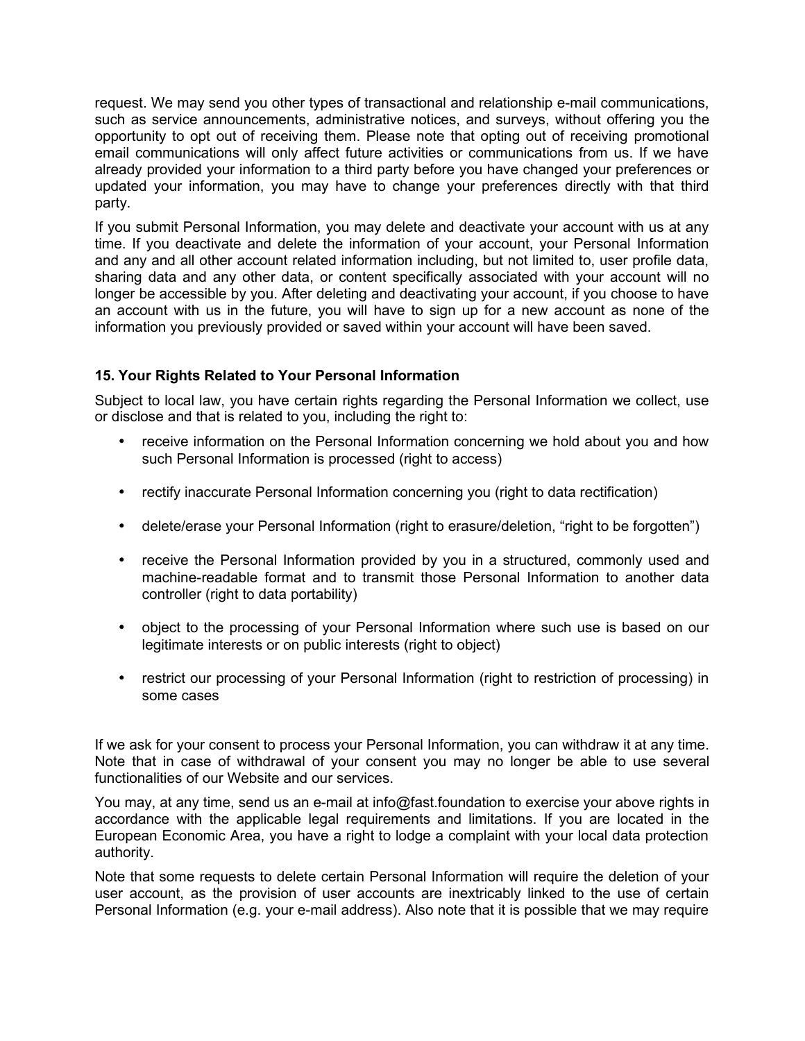request. We may send you other types of transactional and relationship e-mail communications, such as service announcements, administrative notices, and surveys, without offering you the opportunity to opt out of receiving them. Please note that opting out of receiving promotional email communications will only affect future activities or communications from us. If we have already provided your information to a third party before you have changed your preferences or updated your information, you may have to change your preferences directly with that third party.

If you submit Personal Information, you may delete and deactivate your account with us at any time. If you deactivate and delete the information of your account, your Personal Information and any and all other account related information including, but not limited to, user profile data, sharing data and any other data, or content specifically associated with your account will no longer be accessible by you. After deleting and deactivating your account, if you choose to have an account with us in the future, you will have to sign up for a new account as none of the information you previously provided or saved within your account will have been saved.

### 15. Your Rights Related to Your Personal Information

Subject to local law, you have certain rights regarding the Personal Information we collect, use or disclose and that is related to you, including the right to:

- receive information on the Personal Information concerning we hold about you and how such Personal Information is processed (right to access)
- rectify inaccurate Personal Information concerning you (right to data rectification)
- delete/erase your Personal Information (right to erasure/deletion, "right to be forgotten")
- receive the Personal Information provided by you in a structured, commonly used and machine-readable format and to transmit those Personal Information to another data controller (right to data portability)
- object to the processing of your Personal Information where such use is based on our legitimate interests or on public interests (right to object)
- restrict our processing of your Personal Information (right to restriction of processing) in some cases

If we ask for your consent to process your Personal Information, you can withdraw it at any time. Note that in case of withdrawal of your consent you may no longer be able to use several functionalities of our Website and our services.

You may, at any time, send us an e-mail at info@fast.foundation to exercise your above rights in accordance with the applicable legal requirements and limitations. If you are located in the European Economic Area, you have a right to lodge a complaint with your local data protection authority.

Note that some requests to delete certain Personal Information will require the deletion of your user account, as the provision of user accounts are inextricably linked to the use of certain Personal Information (e.g. your e-mail address). Also note that it is possible that we may require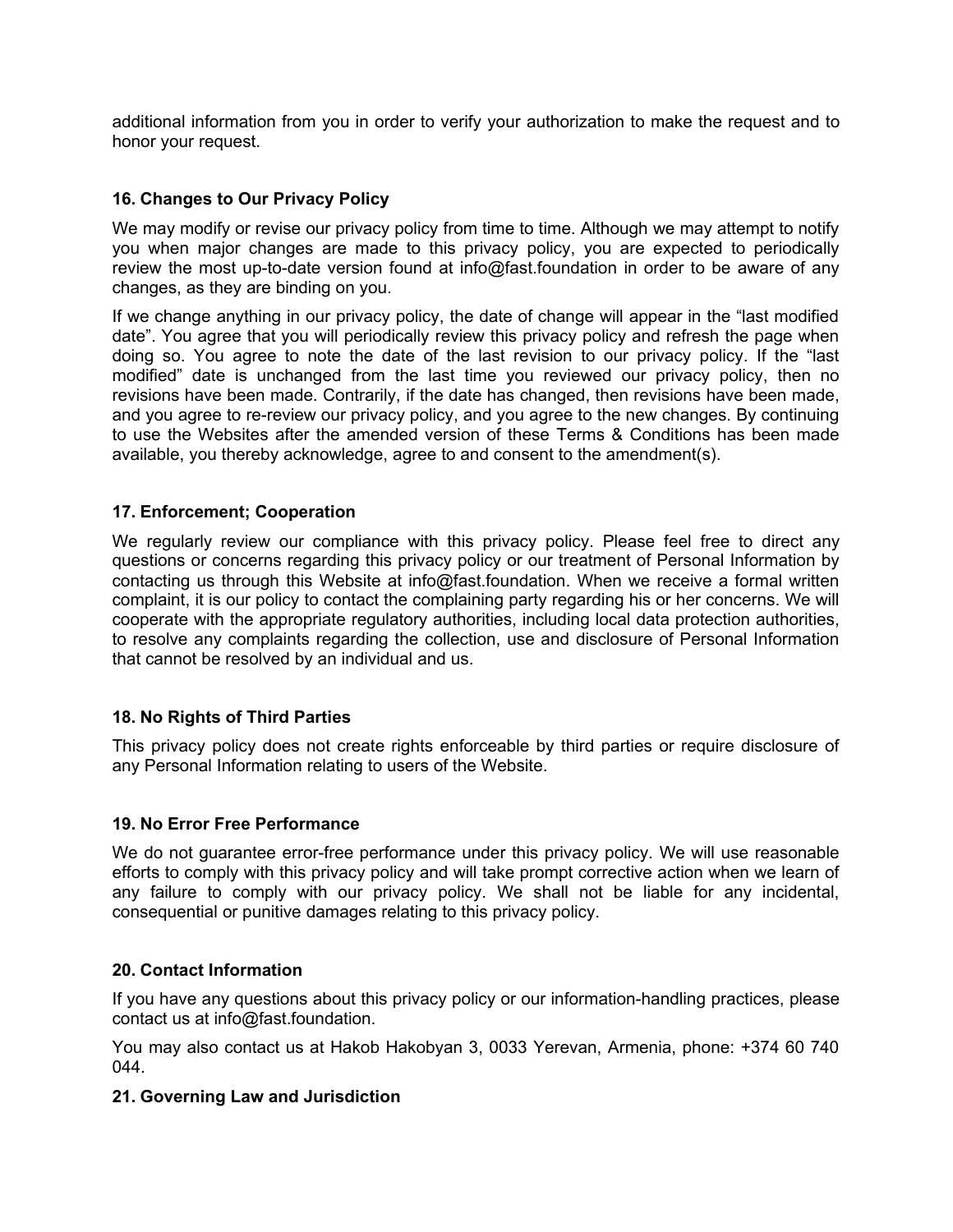additional information from you in order to verify your authorization to make the request and to honor your request.

### 16. Changes to Our Privacy Policy

We may modify or revise our privacy policy from time to time. Although we may attempt to notify you when major changes are made to this privacy policy, you are expected to periodically review the most up-to-date version found at info@fast.foundation in order to be aware of any changes, as they are binding on you.

If we change anything in our privacy policy, the date of change will appear in the “last modified date”. You agree that you will periodically review this privacy policy and refresh the page when doing so. You agree to note the date of the last revision to our privacy policy. If the “last modified” date is unchanged from the last time you reviewed our privacy policy, then no revisions have been made. Contrarily, if the date has changed, then revisions have been made, and you agree to re-review our privacy policy, and you agree to the new changes. By continuing to use the Websites after the amended version of these Terms & Conditions has been made available, you thereby acknowledge, agree to and consent to the amendment(s).

### 17. Enforcement; Cooperation

We regularly review our compliance with this privacy policy. Please feel free to direct any questions or concerns regarding this privacy policy or our treatment of Personal Information by contacting us through this Website at info@fast.foundation. When we receive a formal written complaint, it is our policy to contact the complaining party regarding his or her concerns. We will cooperate with the appropriate regulatory authorities, including local data protection authorities, to resolve any complaints regarding the collection, use and disclosure of Personal Information that cannot be resolved by an individual and us.

### 18. No Rights of Third Parties

This privacy policy does not create rights enforceable by third parties or require disclosure of any Personal Information relating to users of the Website.

### 19. No Error Free Performance

We do not guarantee error-free performance under this privacy policy. We will use reasonable efforts to comply with this privacy policy and will take prompt corrective action when we learn of any failure to comply with our privacy policy. We shall not be liable for any incidental, consequential or punitive damages relating to this privacy policy.

### 20. Contact Information

If you have any questions about this privacy policy or our information-handling practices, please contact us at info@fast.foundation.

You may also contact us at Hakob Hakobyan 3, 0033 Yerevan, Armenia, phone: +374 60 740 044.

### 21. Governing Law and Jurisdiction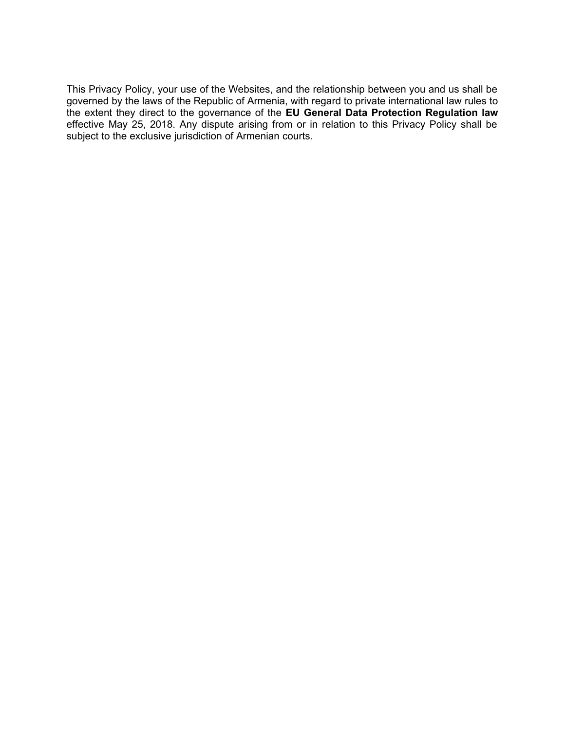This Privacy Policy, your use of the Websites, and the relationship between you and us shall be governed by the laws of the Republic of Armenia, with regard to private international law rules to the extent they direct to the governance of the **EU General Data Protection Regulation law** effective May 25, 2018. Any dispute arising from or in relation to this Privacy Policy shall be subject to the exclusive jurisdiction of Armenian courts.